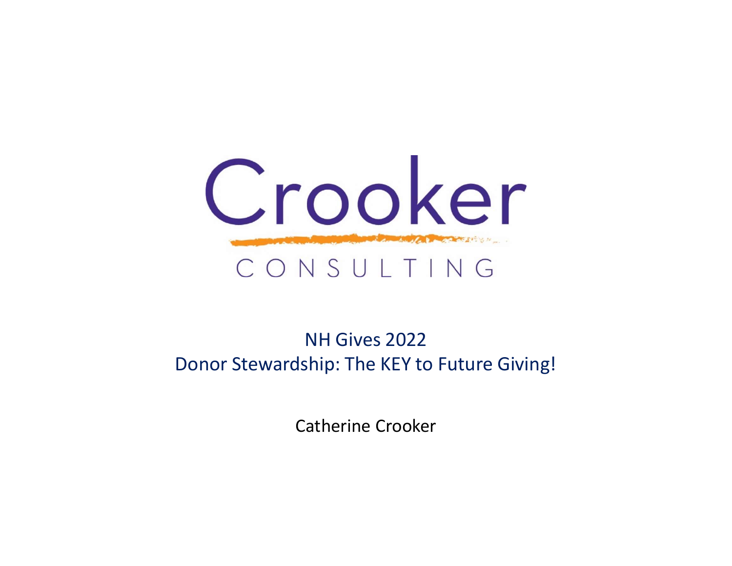# Crooker

CONSULTING

## NH Gives 2022
## Donor Stewardship: The KEY to Future Giving!

Catherine Crooker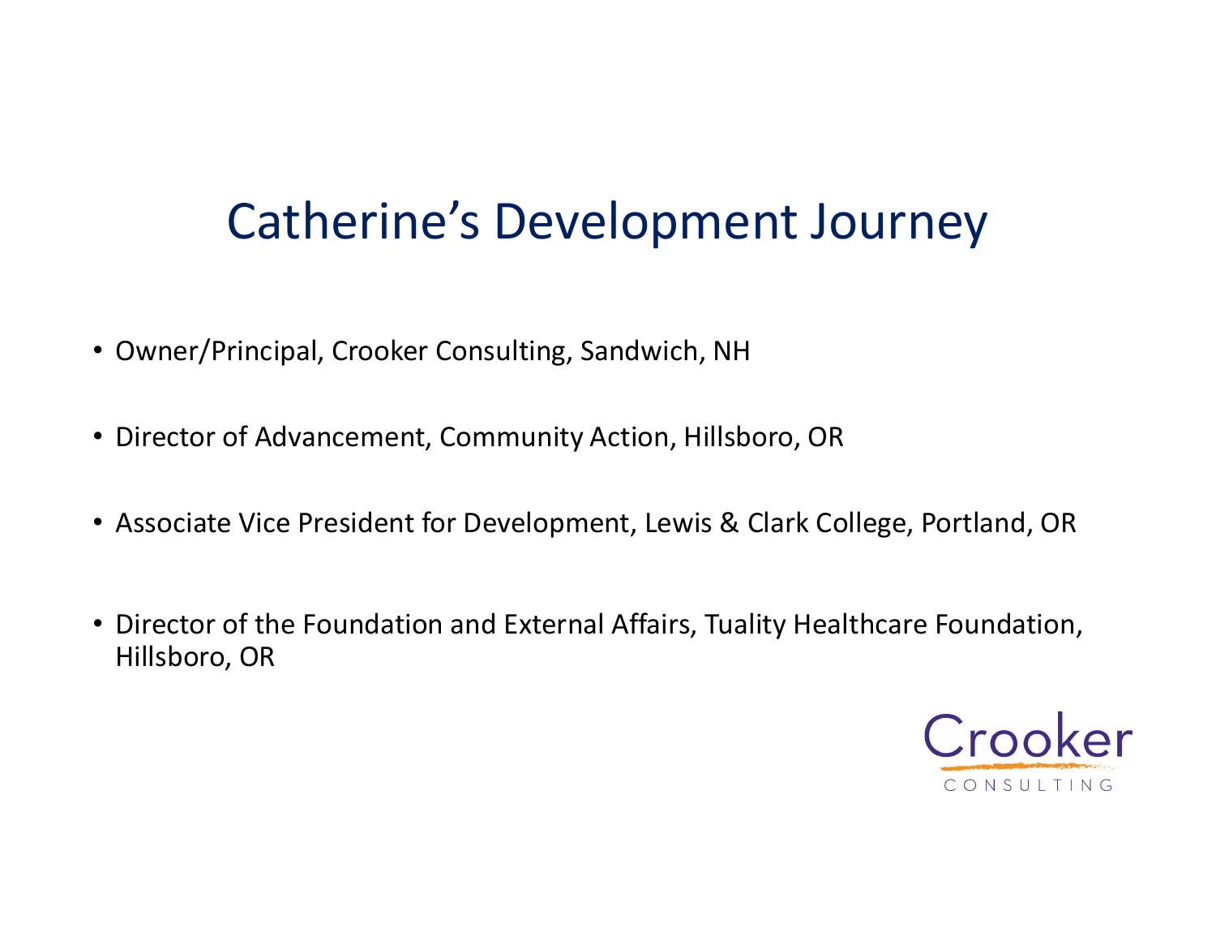# Catherine's Development Journey

- Owner/Principal, Crooker Consulting, Sandwich, NH
- Director of Advancement, Community Action, Hillsboro, OR
- Associate Vice President for Development, Lewis & Clark College, Portland, OR
- Director of the Foundation and External Affairs, Tuality Healthcare Foundation, Hillsboro, OR

Crooker
CONSULTING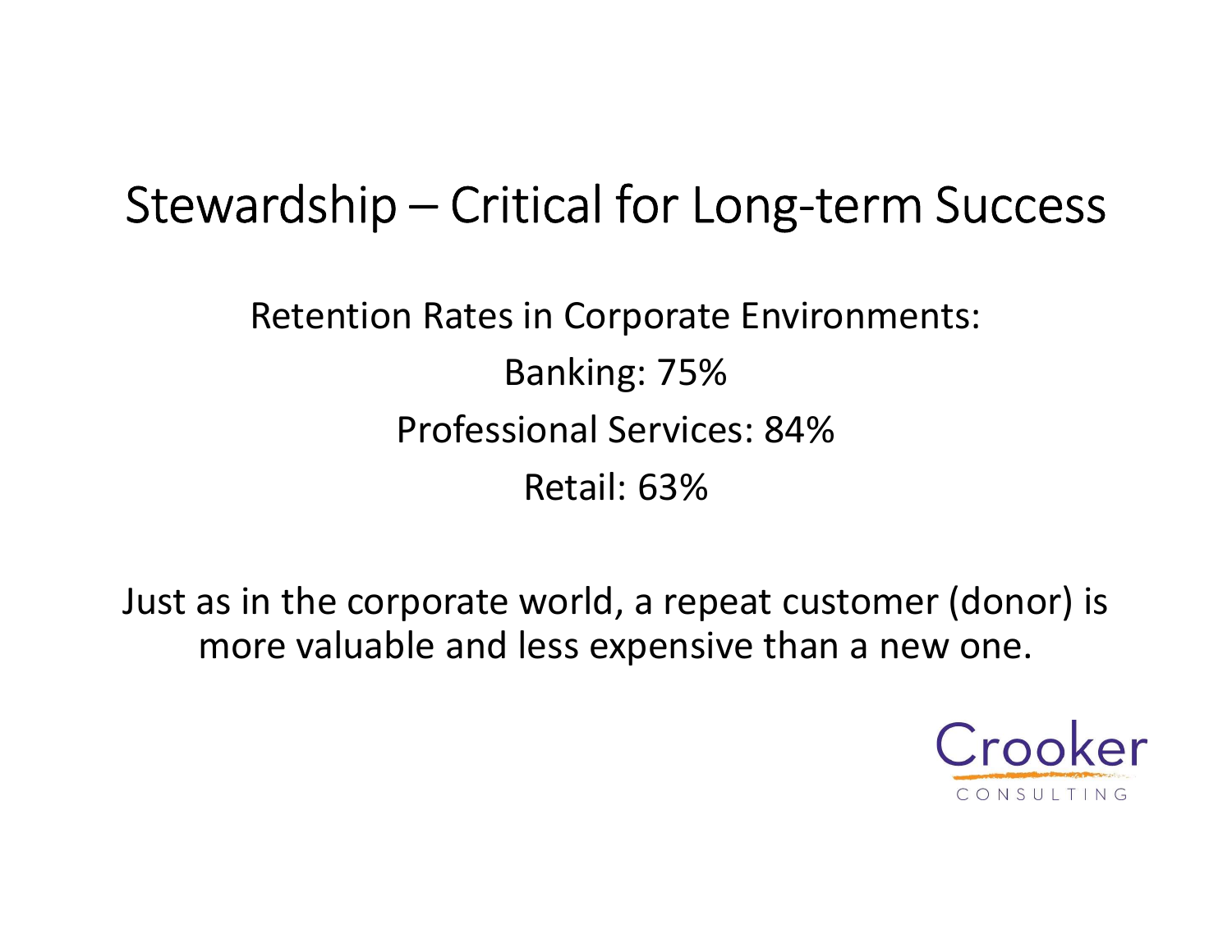# Stewardship – Critical for Long-term Success

Retention Rates in Corporate Environments:

Banking: 75%

Professional Services: 84%

Retail: 63%

Just as in the corporate world, a repeat customer (donor) is more valuable and less expensive than a new one.

Crooker
CONSULTING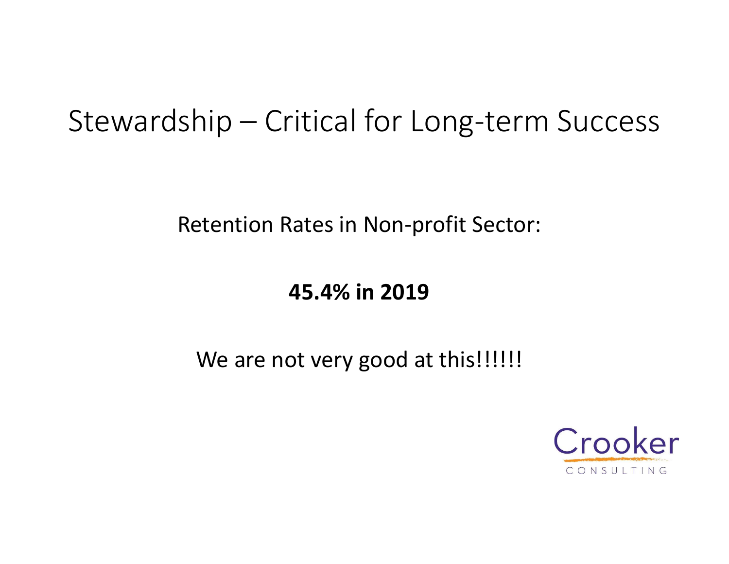# Stewardship – Critical for Long-term Success

Retention Rates in Non-profit Sector:

**45.4% in 2019**

We are not very good at this!!!!!!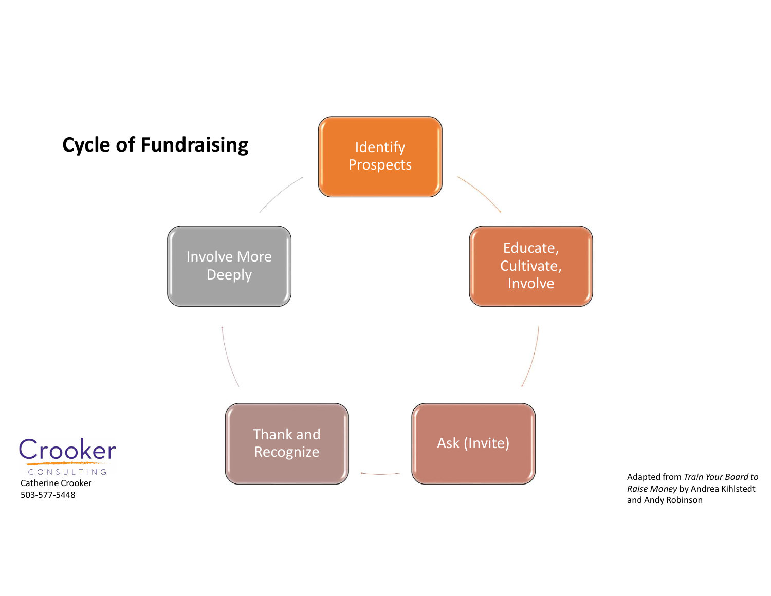# Cycle of Fundraising

- Identify Prospects
- Educate, Cultivate, Involve
- Ask (Invite)
- Thank and Recognize
- Involve More Deeply

Crooker CONSULTING
Catherine Crooker
503-577-5448

Adapted from *Train Your Board to Raise Money* by Andrea Kihlstedt and Andy Robinson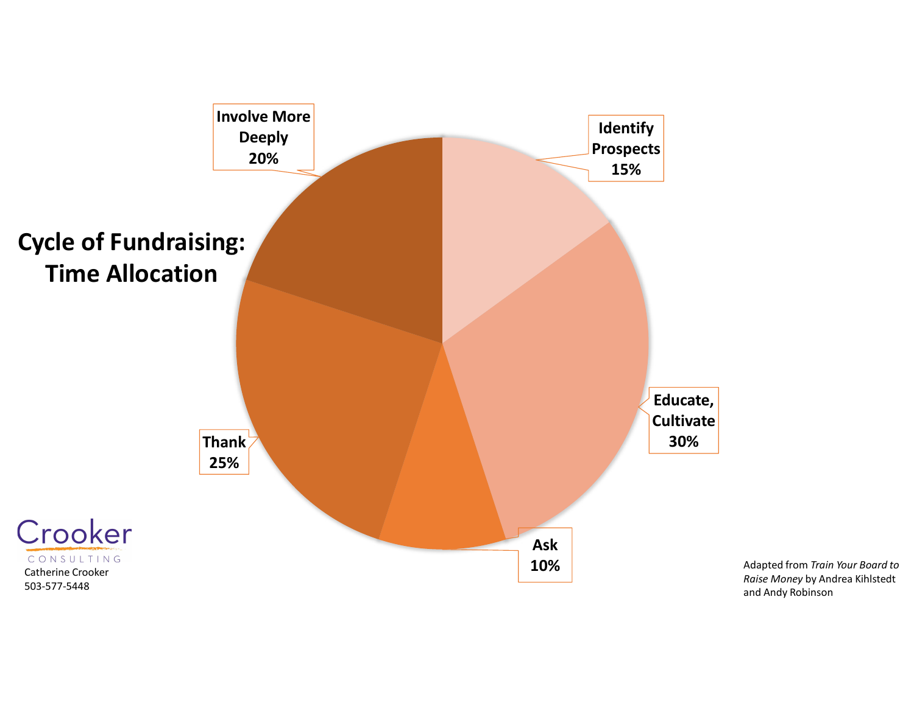# Cycle of Fundraising: Time Allocation

| Stage | Time Allocation |
| --- | --- |
| Identify Prospects | 15% |
| Educate, Cultivate | 30% |
| Ask | 10% |
| Thank | 25% |
| Involve More Deeply | 20% |

Crooker CONSULTING
Catherine Crooker
503-577-5448

Adapted from *Train Your Board to Raise Money* by Andrea Kihlstedt and Andy Robinson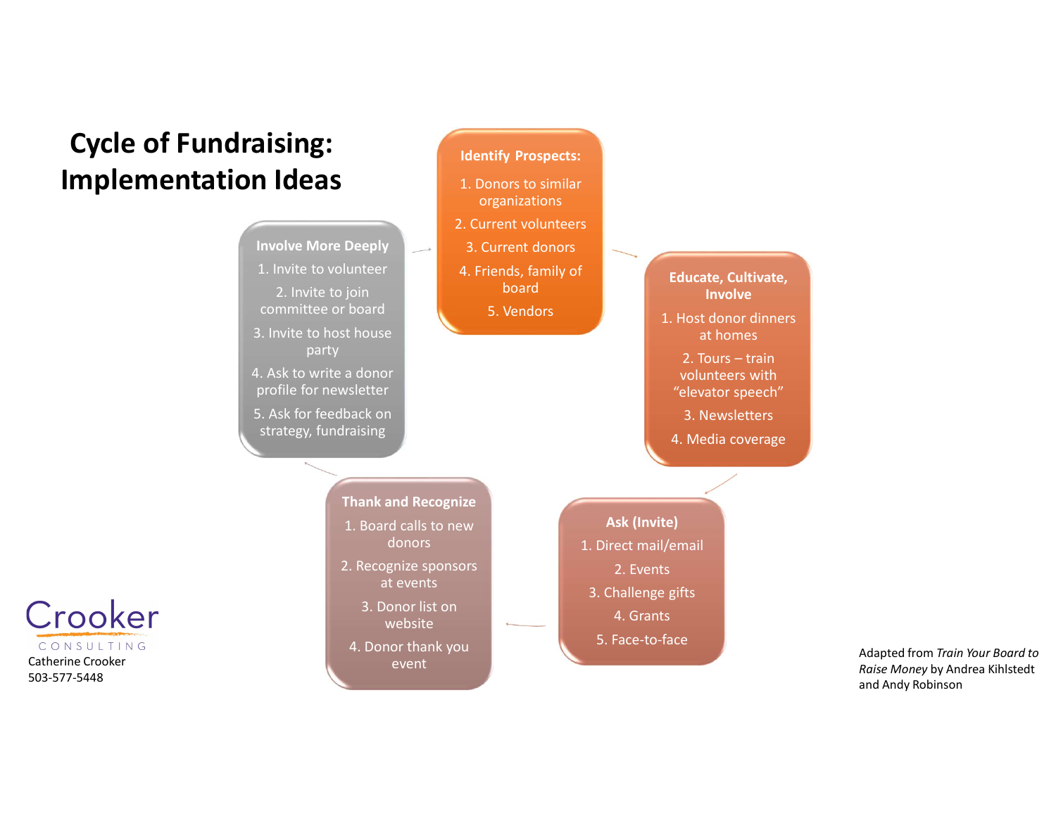# Cycle of Fundraising: Implementation Ideas

**Identify Prospects:**

1. Donors to similar organizations
2. Current volunteers
3. Current donors
4. Friends, family of board
5. Vendors

**Educate, Cultivate, Involve**

1. Host donor dinners at homes
2. Tours – train volunteers with "elevator speech"
3. Newsletters
4. Media coverage

**Ask (Invite)**

1. Direct mail/email
2. Events
3. Challenge gifts
4. Grants
5. Face-to-face

**Thank and Recognize**

1. Board calls to new donors
2. Recognize sponsors at events
3. Donor list on website
4. Donor thank you event

**Involve More Deeply**

1. Invite to volunteer
2. Invite to join committee or board
3. Invite to host house party
4. Ask to write a donor profile for newsletter
5. Ask for feedback on strategy, fundraising

Crooker CONSULTING
Catherine Crooker
503-577-5448

Adapted from *Train Your Board to Raise Money* by Andrea Kihlstedt and Andy Robinson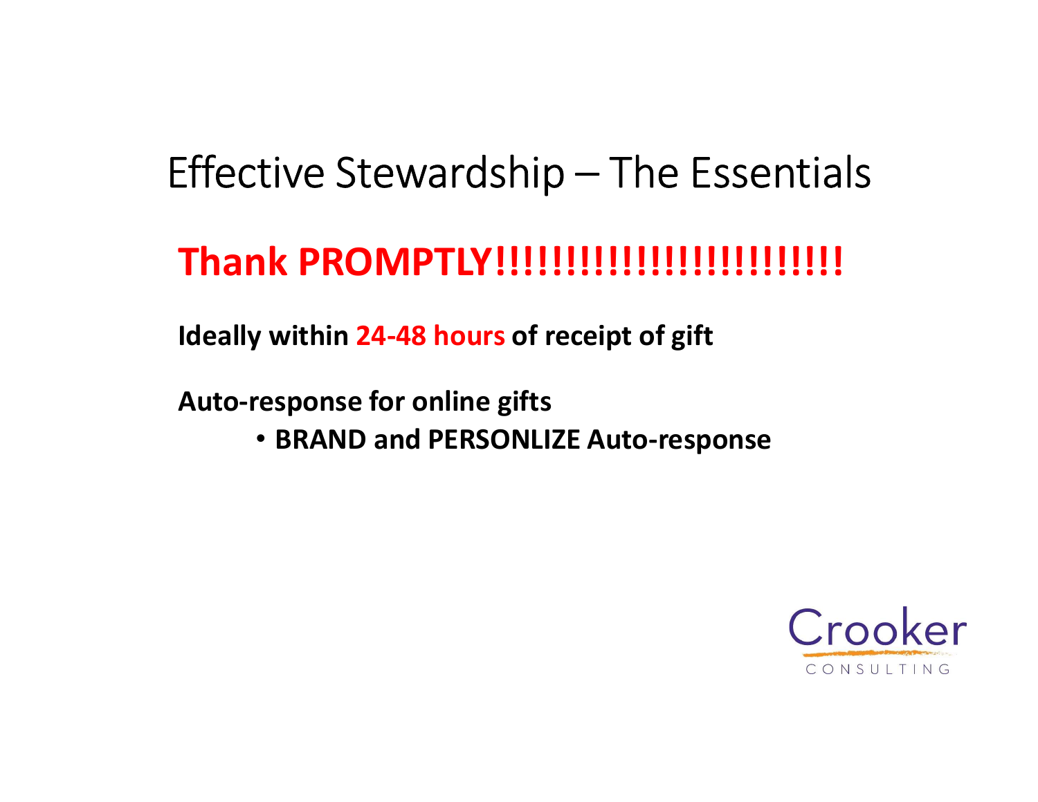# Effective Stewardship – The Essentials

## Thank PROMPTLY!!!!!!!!!!!!!!!!!!!!!!!!!!

**Ideally within 24-48 hours of receipt of gift**

**Auto-response for online gifts**

- **BRAND and PERSONLIZE Auto-response**

Crooker CONSULTING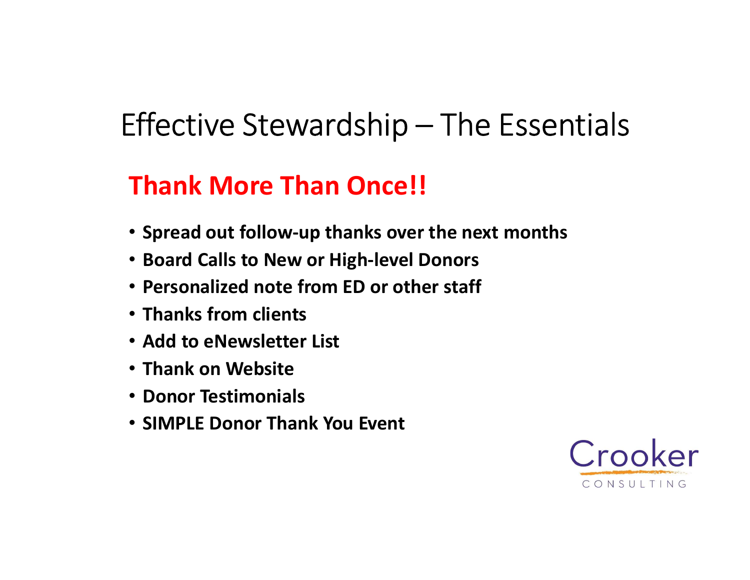# Effective Stewardship – The Essentials

## Thank More Than Once!!

- **Spread out follow-up thanks over the next months**
- **Board Calls to New or High-level Donors**
- **Personalized note from ED or other staff**
- **Thanks from clients**
- **Add to eNewsletter List**
- **Thank on Website**
- **Donor Testimonials**
- **SIMPLE Donor Thank You Event**

Crooker CONSULTING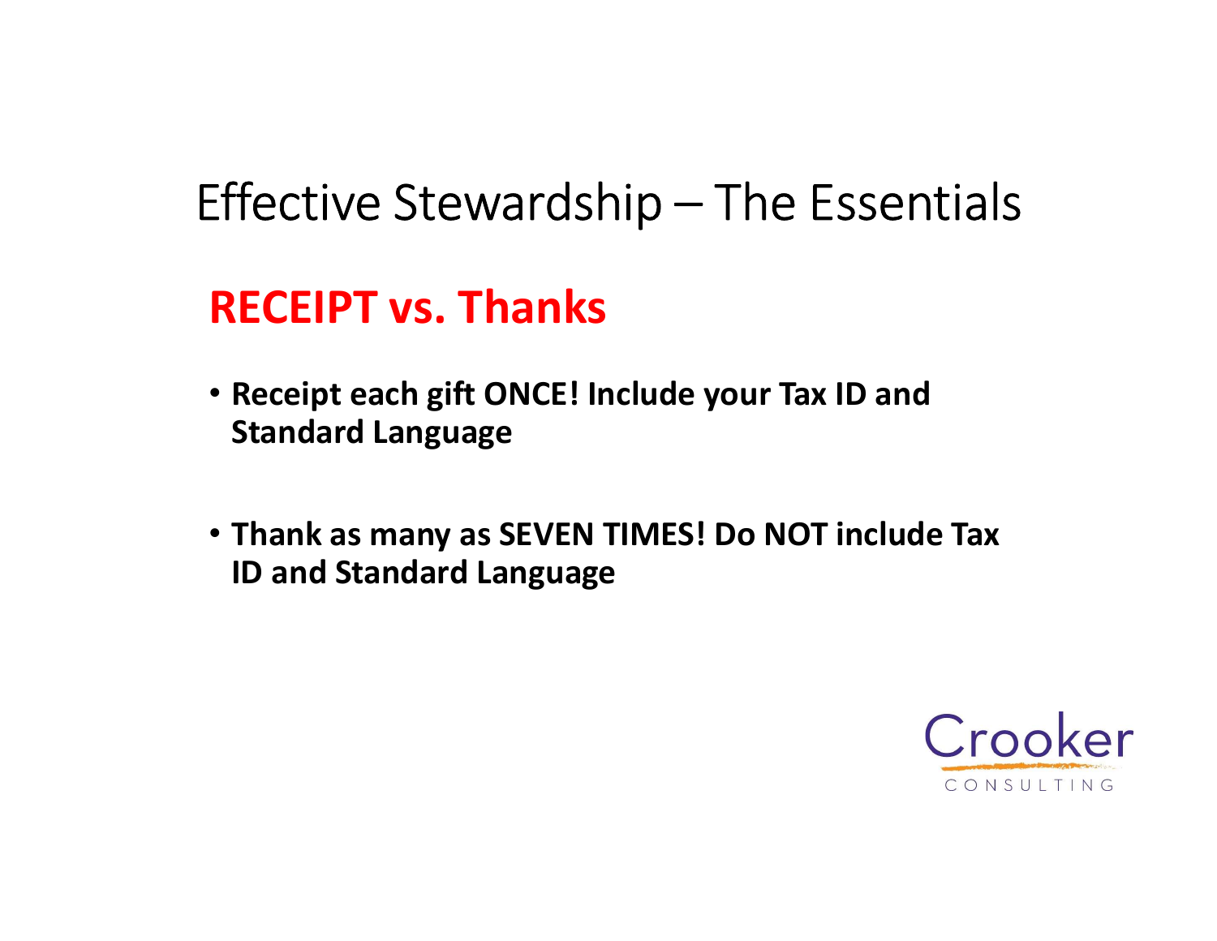# Effective Stewardship – The Essentials

## RECEIPT vs. Thanks

- **Receipt each gift ONCE! Include your Tax ID and Standard Language**
- **Thank as many as SEVEN TIMES! Do NOT include Tax ID and Standard Language**

Crooker CONSULTING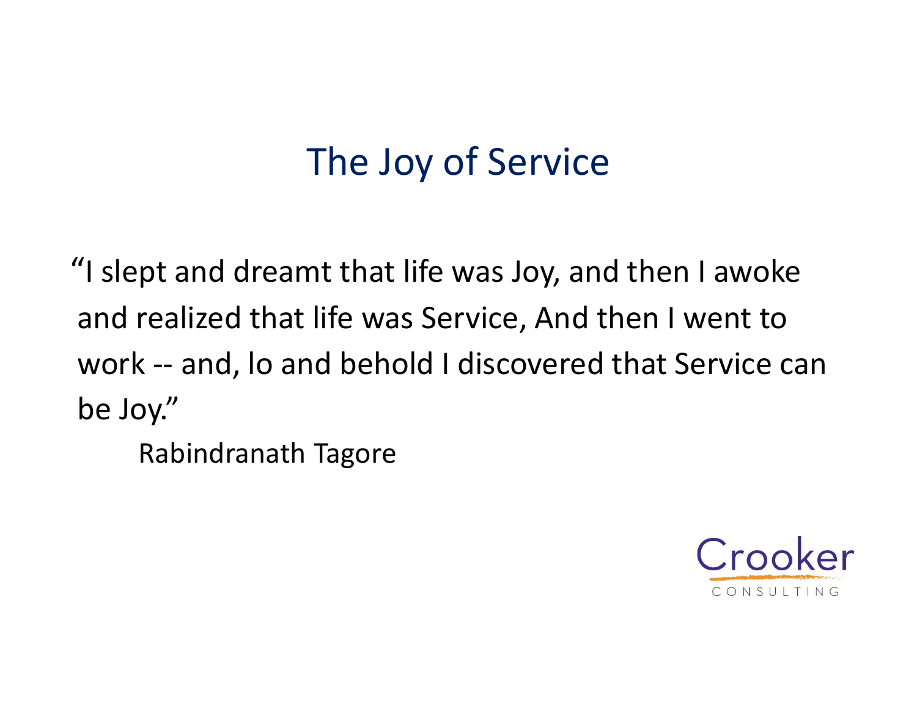# The Joy of Service

"I slept and dreamt that life was Joy, and then I awoke and realized that life was Service, And then I went to work -- and, lo and behold I discovered that Service can be Joy."

Rabindranath Tagore

Crooker CONSULTING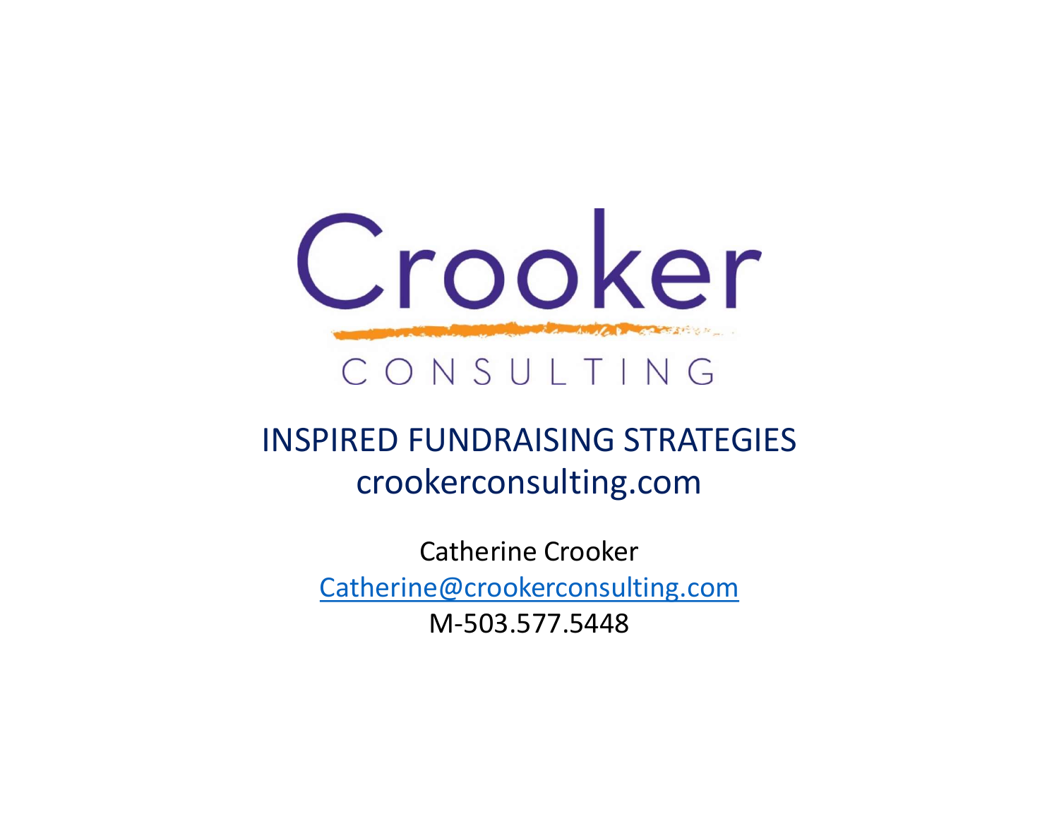Crooker

CONSULTING

INSPIRED FUNDRAISING STRATEGIES
crookerconsulting.com

Catherine Crooker
Catherine@crookerconsulting.com
M-503.577.5448